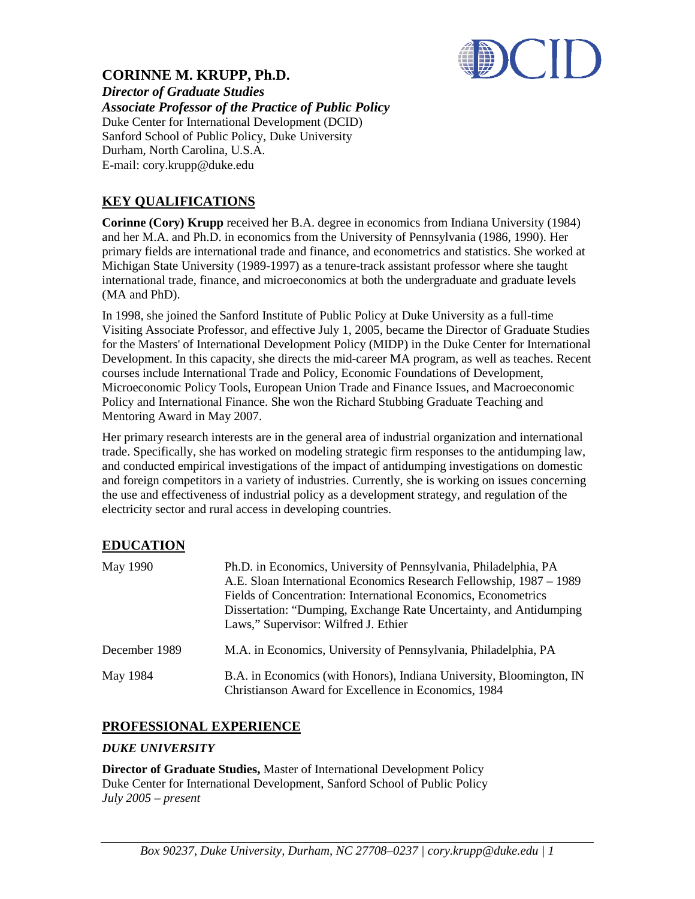# CORINNE M. KRUPP, Ph.D.

***Director of Graduate Studies***
***Associate Professor of the Practice of Public Policy***
Duke Center for International Development (DCID)
Sanford School of Public Policy, Duke University
Durham, North Carolina, U.S.A.
E-mail: cory.krupp@duke.edu

## KEY QUALIFICATIONS

**Corinne (Cory) Krupp** received her B.A. degree in economics from Indiana University (1984) and her M.A. and Ph.D. in economics from the University of Pennsylvania (1986, 1990). Her primary fields are international trade and finance, and econometrics and statistics. She worked at Michigan State University (1989-1997) as a tenure-track assistant professor where she taught international trade, finance, and microeconomics at both the undergraduate and graduate levels (MA and PhD).

In 1998, she joined the Sanford Institute of Public Policy at Duke University as a full-time Visiting Associate Professor, and effective July 1, 2005, became the Director of Graduate Studies for the Masters' of International Development Policy (MIDP) in the Duke Center for International Development. In this capacity, she directs the mid-career MA program, as well as teaches. Recent courses include International Trade and Policy, Economic Foundations of Development, Microeconomic Policy Tools, European Union Trade and Finance Issues, and Macroeconomic Policy and International Finance. She won the Richard Stubbing Graduate Teaching and Mentoring Award in May 2007.

Her primary research interests are in the general area of industrial organization and international trade. Specifically, she has worked on modeling strategic firm responses to the antidumping law, and conducted empirical investigations of the impact of antidumping investigations on domestic and foreign competitors in a variety of industries. Currently, she is working on issues concerning the use and effectiveness of industrial policy as a development strategy, and regulation of the electricity sector and rural access in developing countries.

## EDUCATION

| | |
|---|---|
| May 1990 | Ph.D. in Economics, University of Pennsylvania, Philadelphia, PA<br>A.E. Sloan International Economics Research Fellowship, 1987 – 1989<br>Fields of Concentration: International Economics, Econometrics<br>Dissertation: "Dumping, Exchange Rate Uncertainty, and Antidumping Laws," Supervisor: Wilfred J. Ethier |
| December 1989 | M.A. in Economics, University of Pennsylvania, Philadelphia, PA |
| May 1984 | B.A. in Economics (with Honors), Indiana University, Bloomington, IN<br>Christianson Award for Excellence in Economics, 1984 |

## PROFESSIONAL EXPERIENCE

### *DUKE UNIVERSITY*

**Director of Graduate Studies,** Master of International Development Policy
Duke Center for International Development, Sanford School of Public Policy
*July 2005 – present*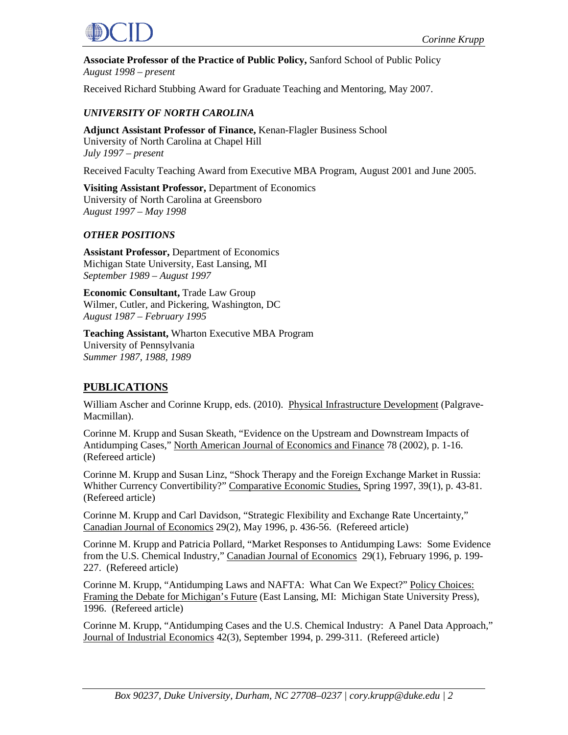**Associate Professor of the Practice of Public Policy,** Sanford School of Public Policy
*August 1998 – present*

Received Richard Stubbing Award for Graduate Teaching and Mentoring, May 2007.

### *UNIVERSITY OF NORTH CAROLINA*

**Adjunct Assistant Professor of Finance,** Kenan-Flagler Business School
University of North Carolina at Chapel Hill
*July 1997 – present*

Received Faculty Teaching Award from Executive MBA Program, August 2001 and June 2005.

**Visiting Assistant Professor,** Department of Economics
University of North Carolina at Greensboro
*August 1997 – May 1998*

### *OTHER POSITIONS*

**Assistant Professor,** Department of Economics
Michigan State University, East Lansing, MI
*September 1989 – August 1997*

**Economic Consultant,** Trade Law Group
Wilmer, Cutler, and Pickering, Washington, DC
*August 1987 – February 1995*

**Teaching Assistant,** Wharton Executive MBA Program
University of Pennsylvania
*Summer 1987, 1988, 1989*

## PUBLICATIONS

William Ascher and Corinne Krupp, eds. (2010). Physical Infrastructure Development (Palgrave-Macmillan).

Corinne M. Krupp and Susan Skeath, "Evidence on the Upstream and Downstream Impacts of Antidumping Cases," North American Journal of Economics and Finance 78 (2002), p. 1-16. (Refereed article)

Corinne M. Krupp and Susan Linz, "Shock Therapy and the Foreign Exchange Market in Russia: Whither Currency Convertibility?" Comparative Economic Studies, Spring 1997, 39(1), p. 43-81. (Refereed article)

Corinne M. Krupp and Carl Davidson, "Strategic Flexibility and Exchange Rate Uncertainty," Canadian Journal of Economics 29(2), May 1996, p. 436-56. (Refereed article)

Corinne M. Krupp and Patricia Pollard, "Market Responses to Antidumping Laws: Some Evidence from the U.S. Chemical Industry," Canadian Journal of Economics 29(1), February 1996, p. 199-227. (Refereed article)

Corinne M. Krupp, "Antidumping Laws and NAFTA: What Can We Expect?" Policy Choices: Framing the Debate for Michigan's Future (East Lansing, MI: Michigan State University Press), 1996. (Refereed article)

Corinne M. Krupp, "Antidumping Cases and the U.S. Chemical Industry: A Panel Data Approach," Journal of Industrial Economics 42(3), September 1994, p. 299-311. (Refereed article)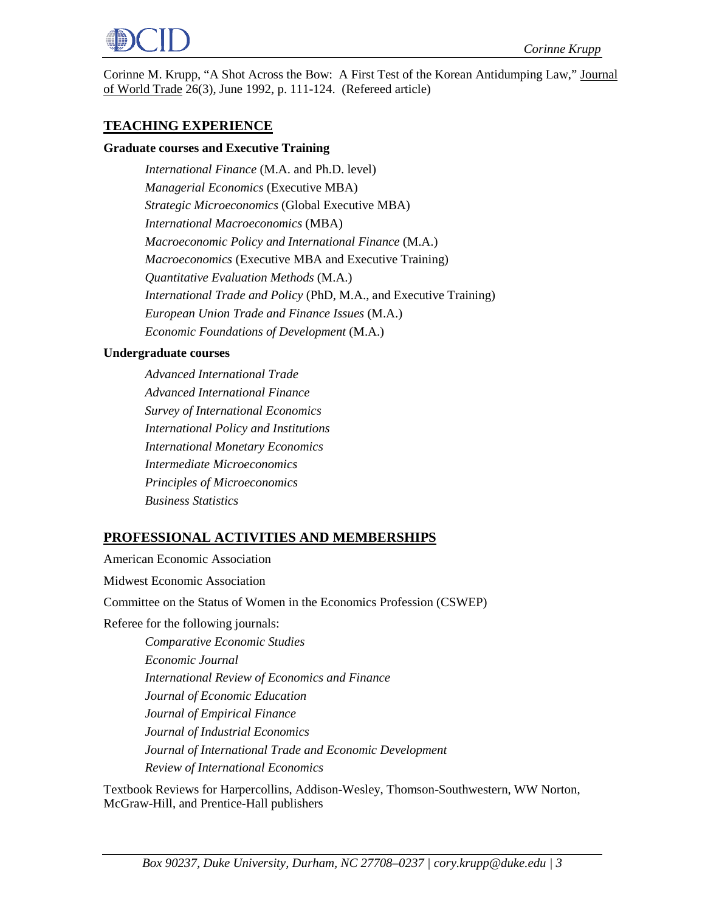Corinne M. Krupp, "A Shot Across the Bow: A First Test of the Korean Antidumping Law," Journal of World Trade 26(3), June 1992, p. 111-124. (Refereed article)

## TEACHING EXPERIENCE

**Graduate courses and Executive Training**

*International Finance* (M.A. and Ph.D. level)
*Managerial Economics* (Executive MBA)
*Strategic Microeconomics* (Global Executive MBA)
*International Macroeconomics* (MBA)
*Macroeconomic Policy and International Finance* (M.A.)
*Macroeconomics* (Executive MBA and Executive Training)
*Quantitative Evaluation Methods* (M.A.)
*International Trade and Policy* (PhD, M.A., and Executive Training)
*European Union Trade and Finance Issues* (M.A.)
*Economic Foundations of Development* (M.A.)

**Undergraduate courses**

*Advanced International Trade*
*Advanced International Finance*
*Survey of International Economics*
*International Policy and Institutions*
*International Monetary Economics*
*Intermediate Microeconomics*
*Principles of Microeconomics*
*Business Statistics*

## PROFESSIONAL ACTIVITIES AND MEMBERSHIPS

American Economic Association

Midwest Economic Association

Committee on the Status of Women in the Economics Profession (CSWEP)

Referee for the following journals:

*Comparative Economic Studies*
*Economic Journal*
*International Review of Economics and Finance*
*Journal of Economic Education*
*Journal of Empirical Finance*
*Journal of Industrial Economics*
*Journal of International Trade and Economic Development*
*Review of International Economics*

Textbook Reviews for Harpercollins, Addison-Wesley, Thomson-Southwestern, WW Norton, McGraw-Hill, and Prentice-Hall publishers